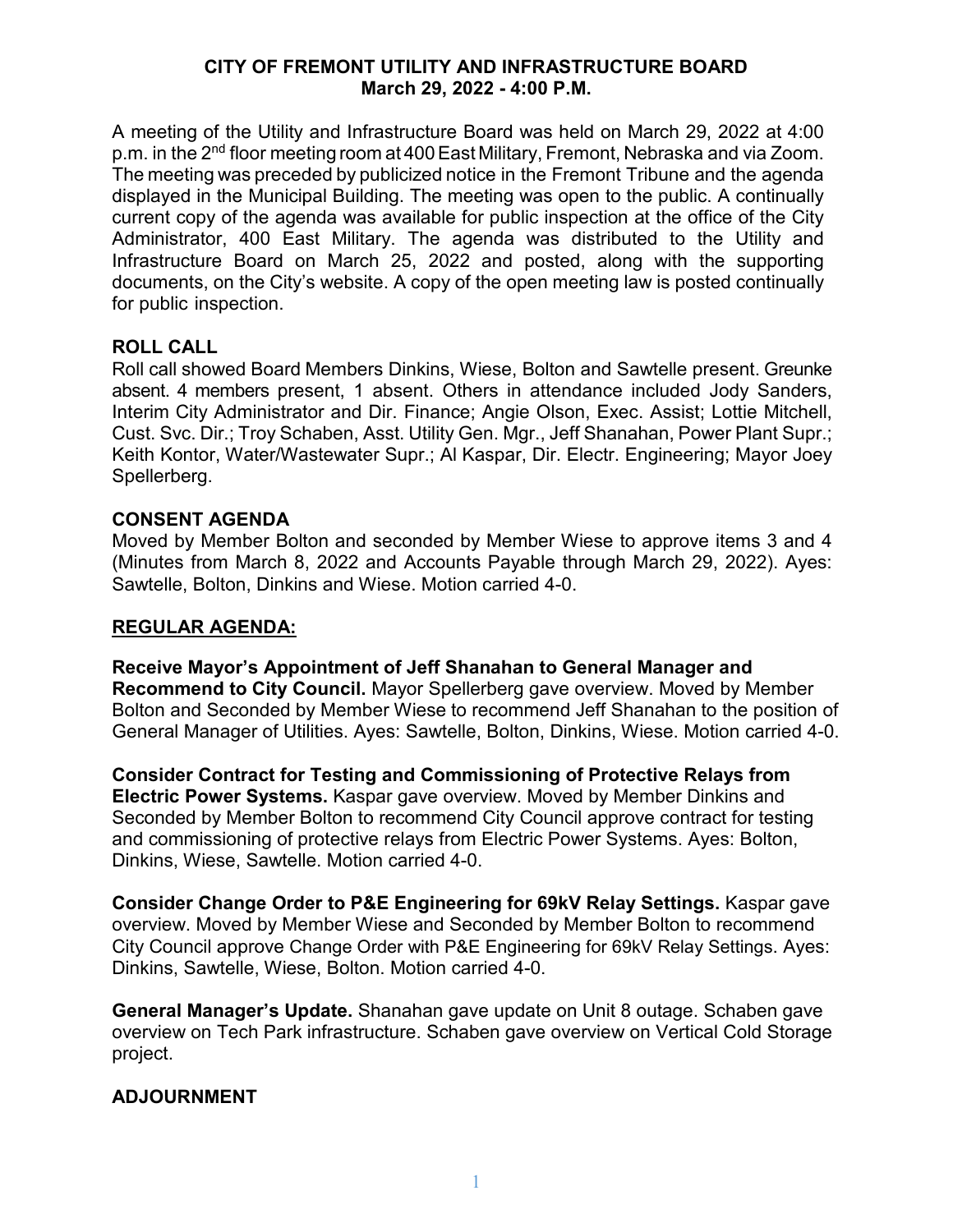# CITY OF FREMONT UTILITY AND INFRASTRUCTURE BOARD
## March 29, 2022 - 4:00 P.M.

A meeting of the Utility and Infrastructure Board was held on March 29, 2022 at 4:00 p.m. in the 2nd floor meeting room at 400 East Military, Fremont, Nebraska and via Zoom. The meeting was preceded by publicized notice in the Fremont Tribune and the agenda displayed in the Municipal Building. The meeting was open to the public. A continually current copy of the agenda was available for public inspection at the office of the City Administrator, 400 East Military. The agenda was distributed to the Utility and Infrastructure Board on March 25, 2022 and posted, along with the supporting documents, on the City's website. A copy of the open meeting law is posted continually for public inspection.

### ROLL CALL

Roll call showed Board Members Dinkins, Wiese, Bolton and Sawtelle present. Greunke absent. 4 members present, 1 absent. Others in attendance included Jody Sanders, Interim City Administrator and Dir. Finance; Angie Olson, Exec. Assist; Lottie Mitchell, Cust. Svc. Dir.; Troy Schaben, Asst. Utility Gen. Mgr., Jeff Shanahan, Power Plant Supr.; Keith Kontor, Water/Wastewater Supr.; Al Kaspar, Dir. Electr. Engineering; Mayor Joey Spellerberg.

### CONSENT AGENDA

Moved by Member Bolton and seconded by Member Wiese to approve items 3 and 4 (Minutes from March 8, 2022 and Accounts Payable through March 29, 2022). Ayes: Sawtelle, Bolton, Dinkins and Wiese. Motion carried 4-0.

### REGULAR AGENDA:

**Receive Mayor's Appointment of Jeff Shanahan to General Manager and Recommend to City Council.** Mayor Spellerberg gave overview. Moved by Member Bolton and Seconded by Member Wiese to recommend Jeff Shanahan to the position of General Manager of Utilities. Ayes: Sawtelle, Bolton, Dinkins, Wiese. Motion carried 4-0.

**Consider Contract for Testing and Commissioning of Protective Relays from Electric Power Systems.** Kaspar gave overview. Moved by Member Dinkins and Seconded by Member Bolton to recommend City Council approve contract for testing and commissioning of protective relays from Electric Power Systems. Ayes: Bolton, Dinkins, Wiese, Sawtelle. Motion carried 4-0.

**Consider Change Order to P&E Engineering for 69kV Relay Settings.** Kaspar gave overview. Moved by Member Wiese and Seconded by Member Bolton to recommend City Council approve Change Order with P&E Engineering for 69kV Relay Settings. Ayes: Dinkins, Sawtelle, Wiese, Bolton. Motion carried 4-0.

**General Manager's Update.** Shanahan gave update on Unit 8 outage. Schaben gave overview on Tech Park infrastructure. Schaben gave overview on Vertical Cold Storage project.

### ADJOURNMENT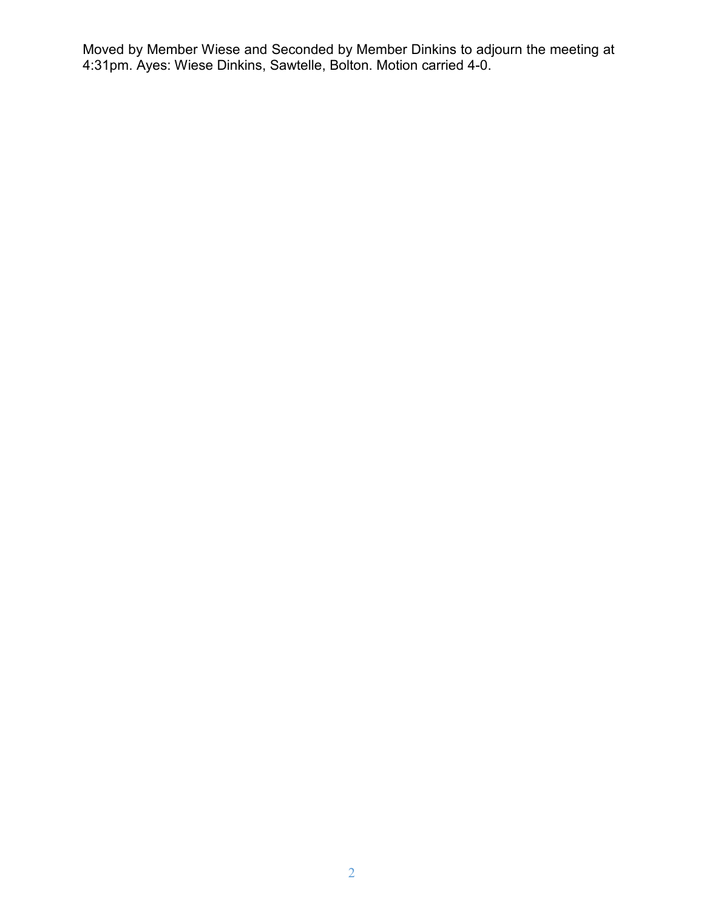Moved by Member Wiese and Seconded by Member Dinkins to adjourn the meeting at 4:31pm. Ayes: Wiese Dinkins, Sawtelle, Bolton. Motion carried 4-0.